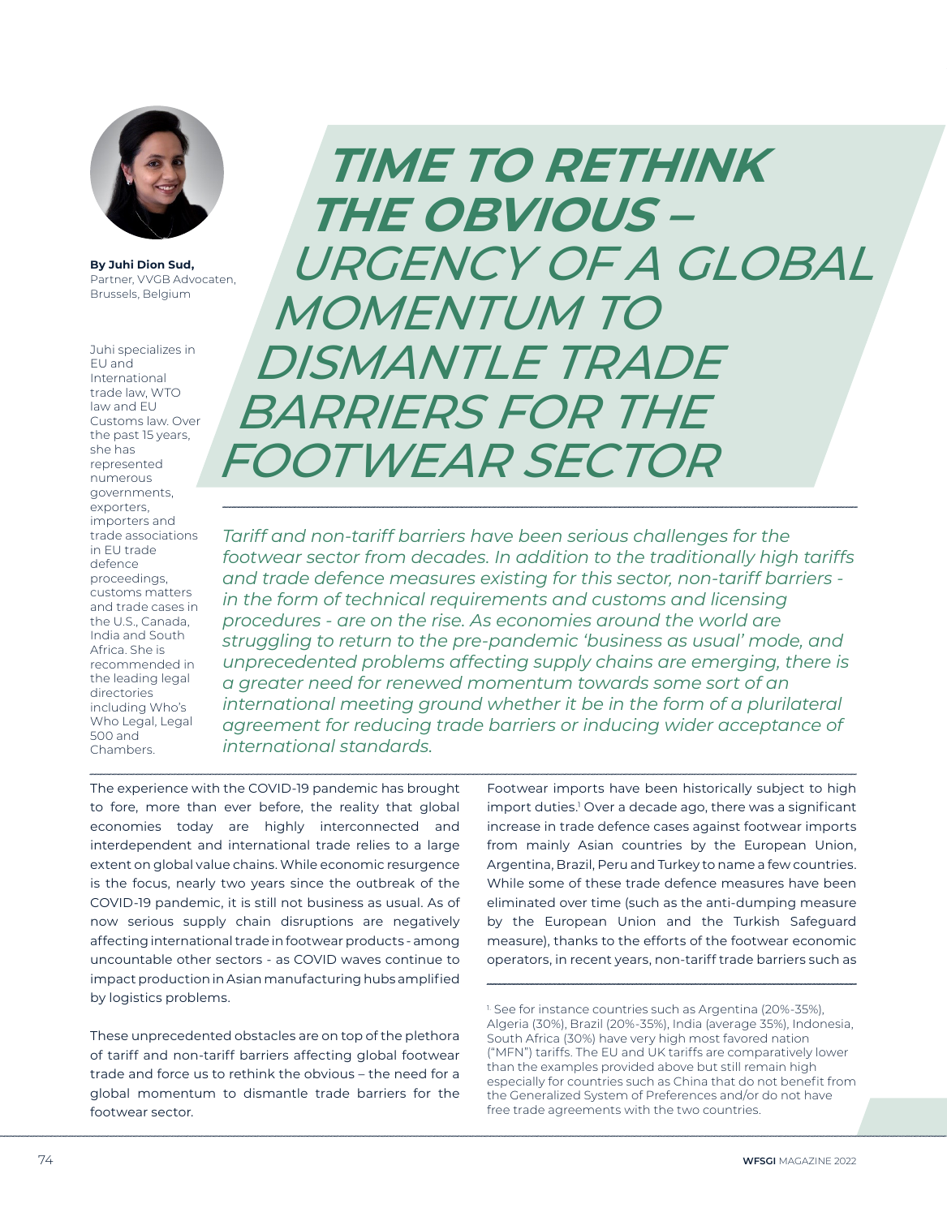# TIME TO RETHINK THE OBVIOUS – URGENCY OF A GLOBAL MOMENTUM TO DISMANTLE TRADE BARRIERS FOR THE FOOTWEAR SECTOR

**By Juhi Dion Sud,**
Partner, VVGB Advocaten, Brussels, Belgium

Juhi specializes in EU and International trade law, WTO law and EU Customs law. Over the past 15 years, she has represented numerous governments, exporters, importers and trade associations in EU trade defence proceedings, customs matters and trade cases in the U.S., Canada, India and South Africa. She is recommended in the leading legal directories including Who's Who Legal, Legal 500 and Chambers.

*Tariff and non-tariff barriers have been serious challenges for the footwear sector from decades. In addition to the traditionally high tariffs and trade defence measures existing for this sector, non-tariff barriers - in the form of technical requirements and customs and licensing procedures - are on the rise. As economies around the world are struggling to return to the pre-pandemic 'business as usual' mode, and unprecedented problems affecting supply chains are emerging, there is a greater need for renewed momentum towards some sort of an international meeting ground whether it be in the form of a plurilateral agreement for reducing trade barriers or inducing wider acceptance of international standards.*

The experience with the COVID-19 pandemic has brought to fore, more than ever before, the reality that global economies today are highly interconnected and interdependent and international trade relies to a large extent on global value chains. While economic resurgence is the focus, nearly two years since the outbreak of the COVID-19 pandemic, it is still not business as usual. As of now serious supply chain disruptions are negatively affecting international trade in footwear products - among uncountable other sectors - as COVID waves continue to impact production in Asian manufacturing hubs amplified by logistics problems.

These unprecedented obstacles are on top of the plethora of tariff and non-tariff barriers affecting global footwear trade and force us to rethink the obvious – the need for a global momentum to dismantle trade barriers for the footwear sector.

Footwear imports have been historically subject to high import duties.[1] Over a decade ago, there was a significant increase in trade defence cases against footwear imports from mainly Asian countries by the European Union, Argentina, Brazil, Peru and Turkey to name a few countries. While some of these trade defence measures have been eliminated over time (such as the anti-dumping measure by the European Union and the Turkish Safeguard measure), thanks to the efforts of the footwear economic operators, in recent years, non-tariff trade barriers such as

[1] See for instance countries such as Argentina (20%-35%), Algeria (30%), Brazil (20%-35%), India (average 35%), Indonesia, South Africa (30%) have very high most favored nation ("MFN") tariffs. The EU and UK tariffs are comparatively lower than the examples provided above but still remain high especially for countries such as China that do not benefit from the Generalized System of Preferences and/or do not have free trade agreements with the two countries.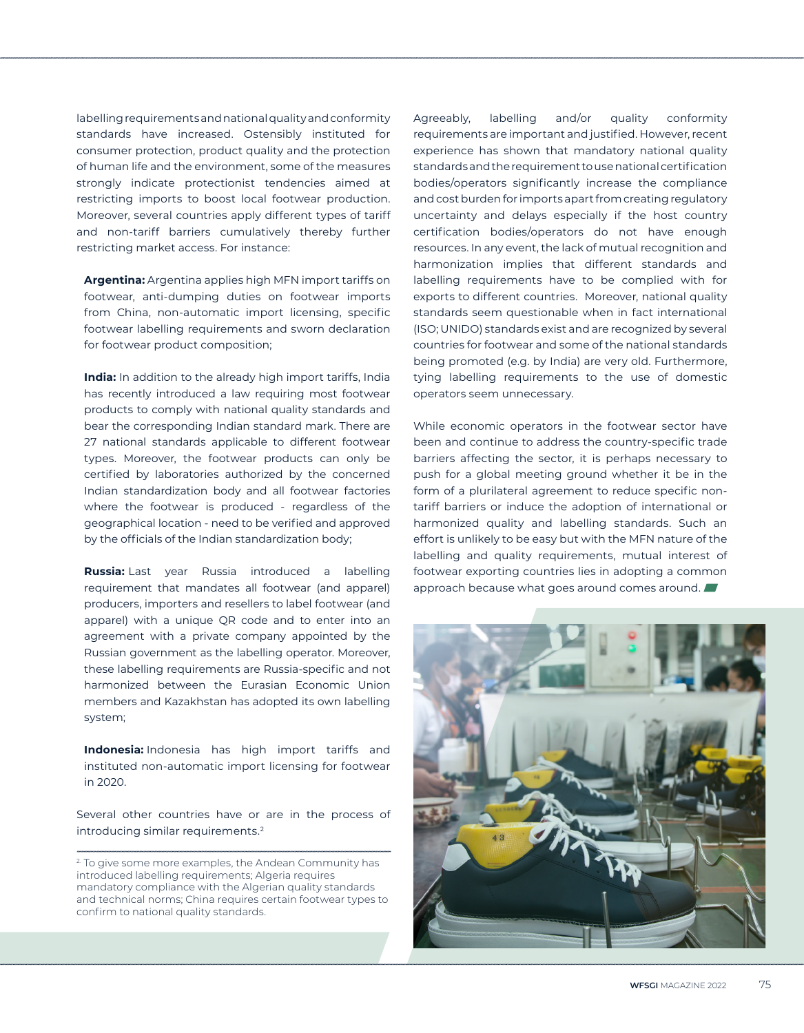labelling requirements and national quality and conformity standards have increased. Ostensibly instituted for consumer protection, product quality and the protection of human life and the environment, some of the measures strongly indicate protectionist tendencies aimed at restricting imports to boost local footwear production. Moreover, several countries apply different types of tariff and non-tariff barriers cumulatively thereby further restricting market access. For instance:

**Argentina:** Argentina applies high MFN import tariffs on footwear, anti-dumping duties on footwear imports from China, non-automatic import licensing, specific footwear labelling requirements and sworn declaration for footwear product composition;

**India:** In addition to the already high import tariffs, India has recently introduced a law requiring most footwear products to comply with national quality standards and bear the corresponding Indian standard mark. There are 27 national standards applicable to different footwear types. Moreover, the footwear products can only be certified by laboratories authorized by the concerned Indian standardization body and all footwear factories where the footwear is produced - regardless of the geographical location - need to be verified and approved by the officials of the Indian standardization body;

**Russia:** Last year Russia introduced a labelling requirement that mandates all footwear (and apparel) producers, importers and resellers to label footwear (and apparel) with a unique QR code and to enter into an agreement with a private company appointed by the Russian government as the labelling operator. Moreover, these labelling requirements are Russia-specific and not harmonized between the Eurasian Economic Union members and Kazakhstan has adopted its own labelling system;

**Indonesia:** Indonesia has high import tariffs and instituted non-automatic import licensing for footwear in 2020.

Several other countries have or are in the process of introducing similar requirements.[2]

Agreeably, labelling and/or quality conformity requirements are important and justified. However, recent experience has shown that mandatory national quality standards and the requirement to use national certification bodies/operators significantly increase the compliance and cost burden for imports apart from creating regulatory uncertainty and delays especially if the host country certification bodies/operators do not have enough resources. In any event, the lack of mutual recognition and harmonization implies that different standards and labelling requirements have to be complied with for exports to different countries. Moreover, national quality standards seem questionable when in fact international (ISO; UNIDO) standards exist and are recognized by several countries for footwear and some of the national standards being promoted (e.g. by India) are very old. Furthermore, tying labelling requirements to the use of domestic operators seem unnecessary.

While economic operators in the footwear sector have been and continue to address the country-specific trade barriers affecting the sector, it is perhaps necessary to push for a global meeting ground whether it be in the form of a plurilateral agreement to reduce specific non-tariff barriers or induce the adoption of international or harmonized quality and labelling standards. Such an effort is unlikely to be easy but with the MFN nature of the labelling and quality requirements, mutual interest of footwear exporting countries lies in adopting a common approach because what goes around comes around.

[2] To give some more examples, the Andean Community has introduced labelling requirements; Algeria requires mandatory compliance with the Algerian quality standards and technical norms; China requires certain footwear types to confirm to national quality standards.